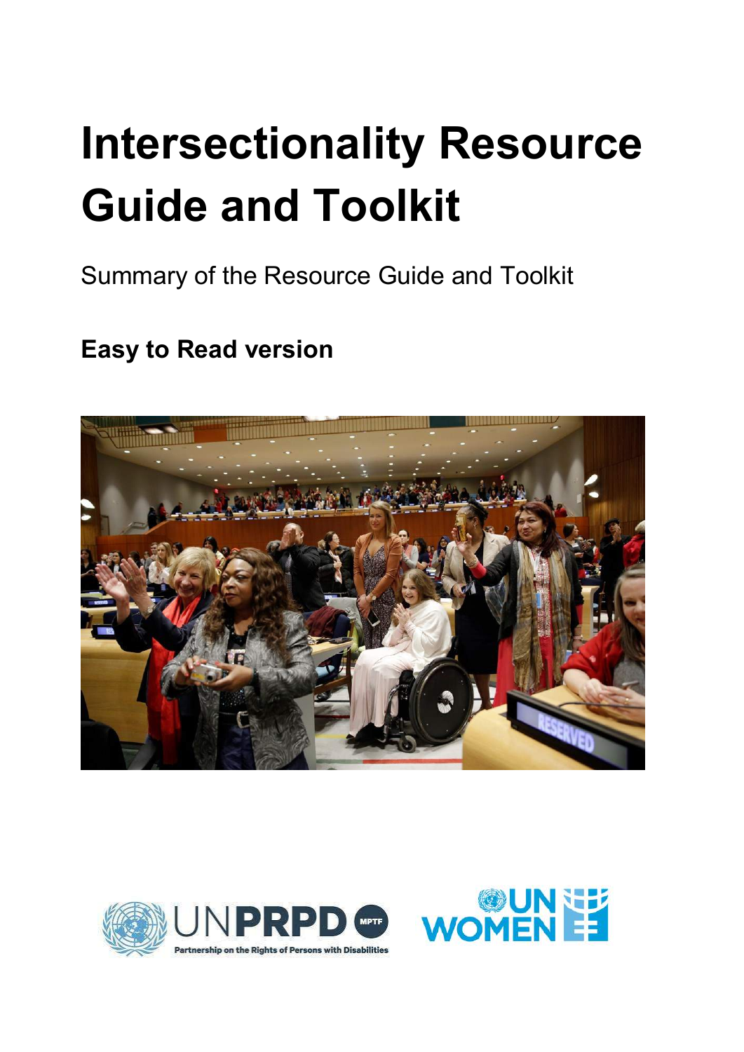# Intersectionality Resource Guide and Toolkit

Summary of the Resource Guide and Toolkit

**Easy to Read version**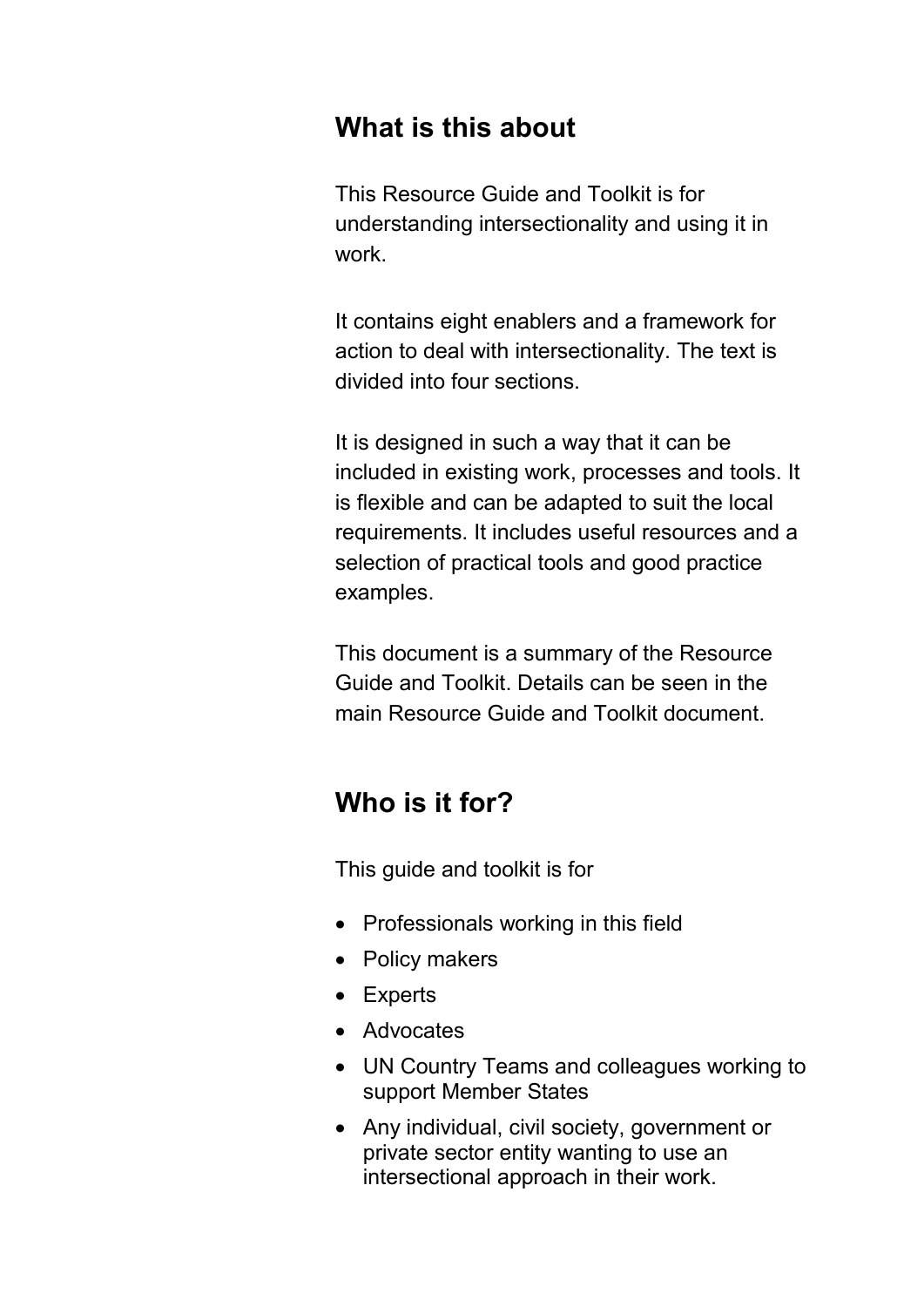## What is this about

This Resource Guide and Toolkit is for understanding intersectionality and using it in work.

It contains eight enablers and a framework for action to deal with intersectionality. The text is divided into four sections.

It is designed in such a way that it can be included in existing work, processes and tools. It is flexible and can be adapted to suit the local requirements. It includes useful resources and a selection of practical tools and good practice examples.

This document is a summary of the Resource Guide and Toolkit. Details can be seen in the main Resource Guide and Toolkit document.

## Who is it for?

This guide and toolkit is for

- Professionals working in this field
- Policy makers
- Experts
- Advocates
- UN Country Teams and colleagues working to support Member States
- Any individual, civil society, government or private sector entity wanting to use an intersectional approach in their work.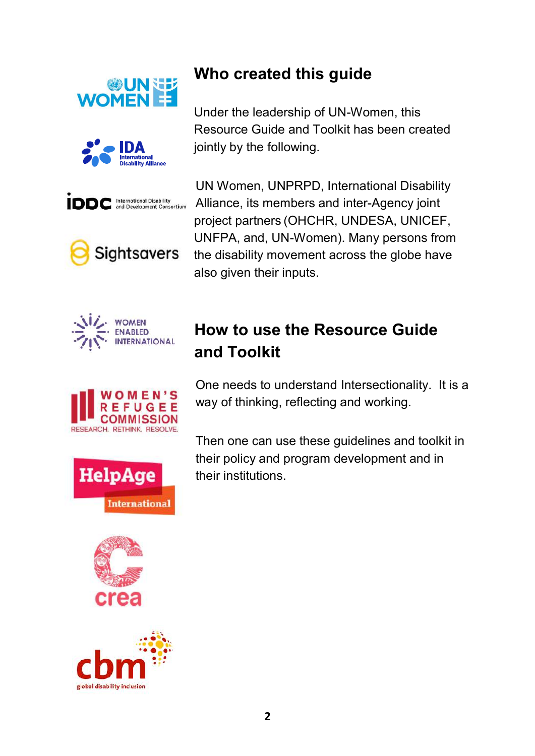## Who created this guide

Under the leadership of UN-Women, this Resource Guide and Toolkit has been created jointly by the following.

UN Women, UNPRPD, International Disability Alliance, its members and inter-Agency joint project partners (OHCHR, UNDESA, UNICEF, UNFPA, and, UN-Women). Many persons from the disability movement across the globe have also given their inputs.

## How to use the Resource Guide and Toolkit

One needs to understand Intersectionality. It is a way of thinking, reflecting and working.

Then one can use these guidelines and toolkit in their policy and program development and in their institutions.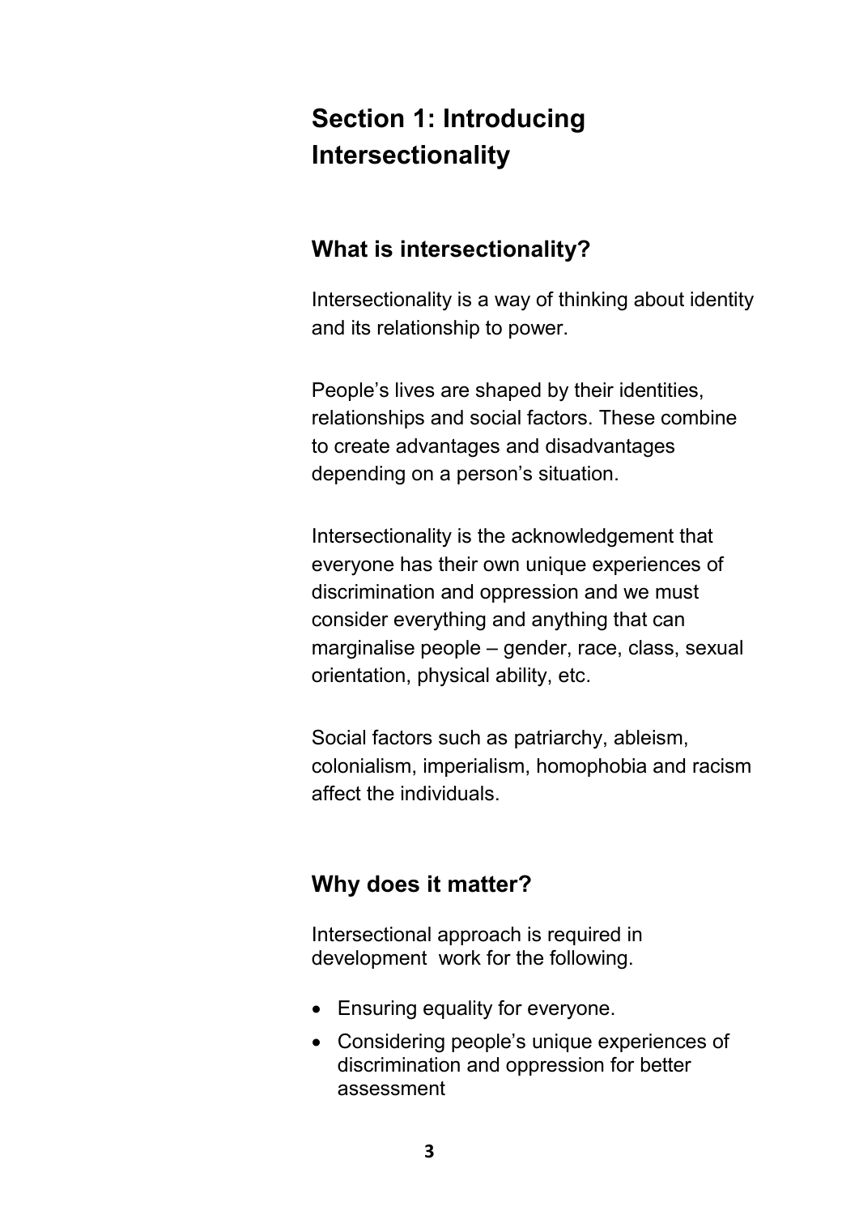# Section 1: Introducing Intersectionality

## What is intersectionality?

Intersectionality is a way of thinking about identity and its relationship to power.

People's lives are shaped by their identities, relationships and social factors. These combine to create advantages and disadvantages depending on a person's situation.

Intersectionality is the acknowledgement that everyone has their own unique experiences of discrimination and oppression and we must consider everything and anything that can marginalise people – gender, race, class, sexual orientation, physical ability, etc.

Social factors such as patriarchy, ableism, colonialism, imperialism, homophobia and racism affect the individuals.

## Why does it matter?

Intersectional approach is required in development work for the following.

- Ensuring equality for everyone.
- Considering people's unique experiences of discrimination and oppression for better assessment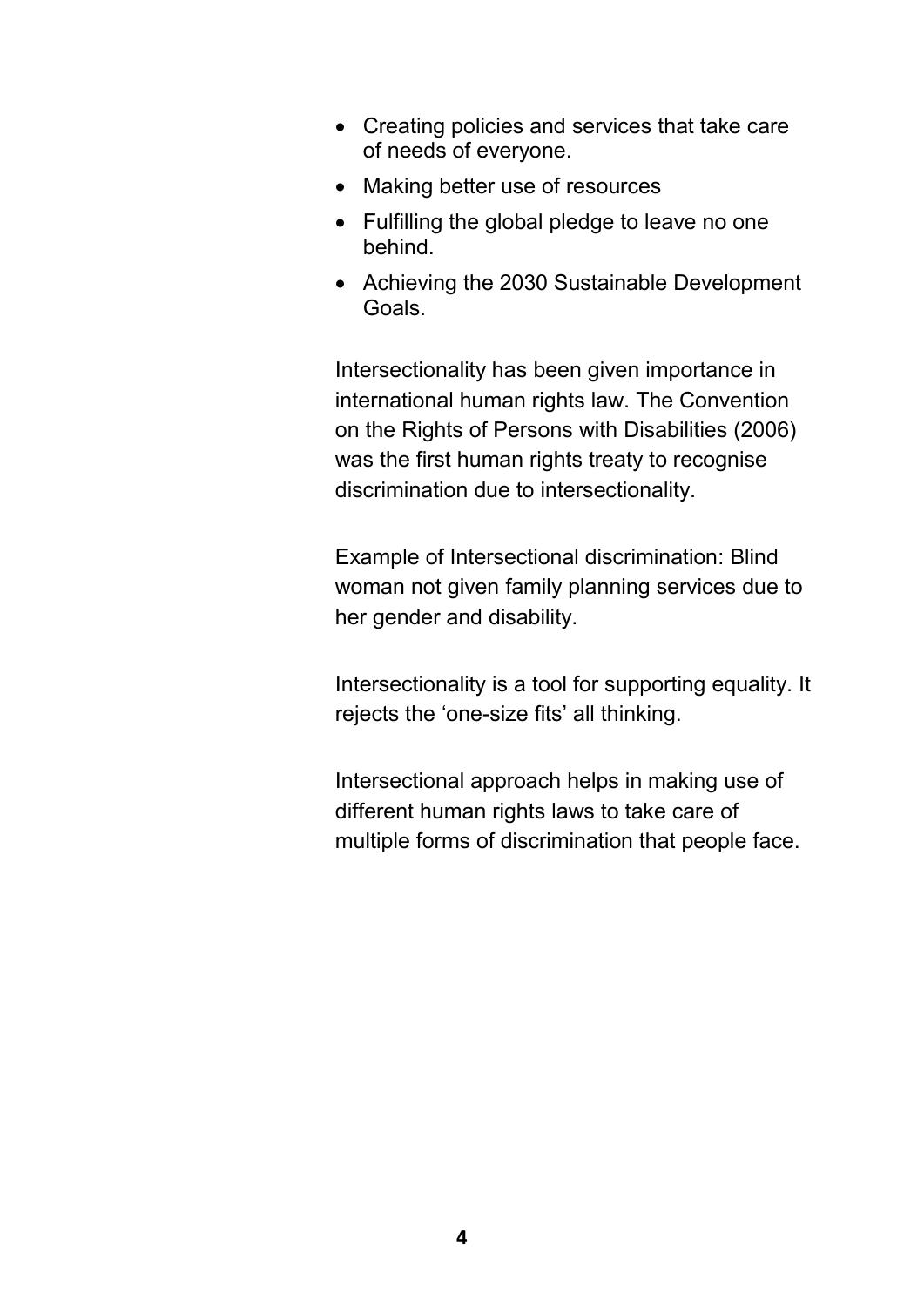- Creating policies and services that take care of needs of everyone.
- Making better use of resources
- Fulfilling the global pledge to leave no one behind.
- Achieving the 2030 Sustainable Development Goals.

Intersectionality has been given importance in international human rights law. The Convention on the Rights of Persons with Disabilities (2006) was the first human rights treaty to recognise discrimination due to intersectionality.

Example of Intersectional discrimination: Blind woman not given family planning services due to her gender and disability.

Intersectionality is a tool for supporting equality. It rejects the 'one-size fits' all thinking.

Intersectional approach helps in making use of different human rights laws to take care of multiple forms of discrimination that people face.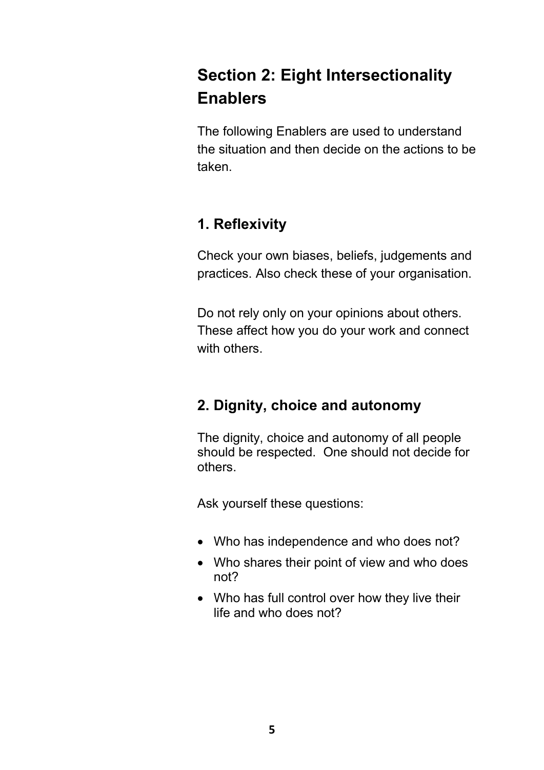# Section 2: Eight Intersectionality Enablers

The following Enablers are used to understand the situation and then decide on the actions to be taken.

## 1. Reflexivity

Check your own biases, beliefs, judgements and practices. Also check these of your organisation.

Do not rely only on your opinions about others. These affect how you do your work and connect with others.

## 2. Dignity, choice and autonomy

The dignity, choice and autonomy of all people should be respected. One should not decide for others.

Ask yourself these questions:

- Who has independence and who does not?
- Who shares their point of view and who does not?
- Who has full control over how they live their life and who does not?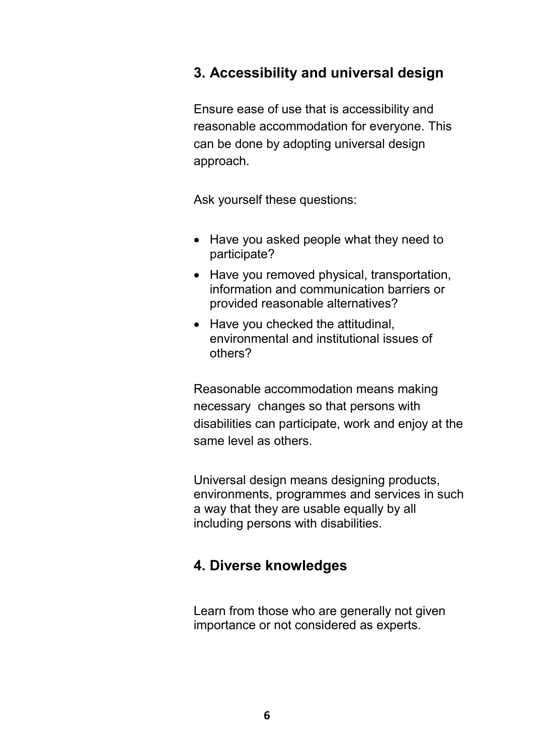## 3. Accessibility and universal design

Ensure ease of use that is accessibility and reasonable accommodation for everyone. This can be done by adopting universal design approach.

Ask yourself these questions:

- Have you asked people what they need to participate?
- Have you removed physical, transportation, information and communication barriers or provided reasonable alternatives?
- Have you checked the attitudinal, environmental and institutional issues of others?

Reasonable accommodation means making necessary changes so that persons with disabilities can participate, work and enjoy at the same level as others.

Universal design means designing products, environments, programmes and services in such a way that they are usable equally by all including persons with disabilities.

## 4. Diverse knowledges

Learn from those who are generally not given importance or not considered as experts.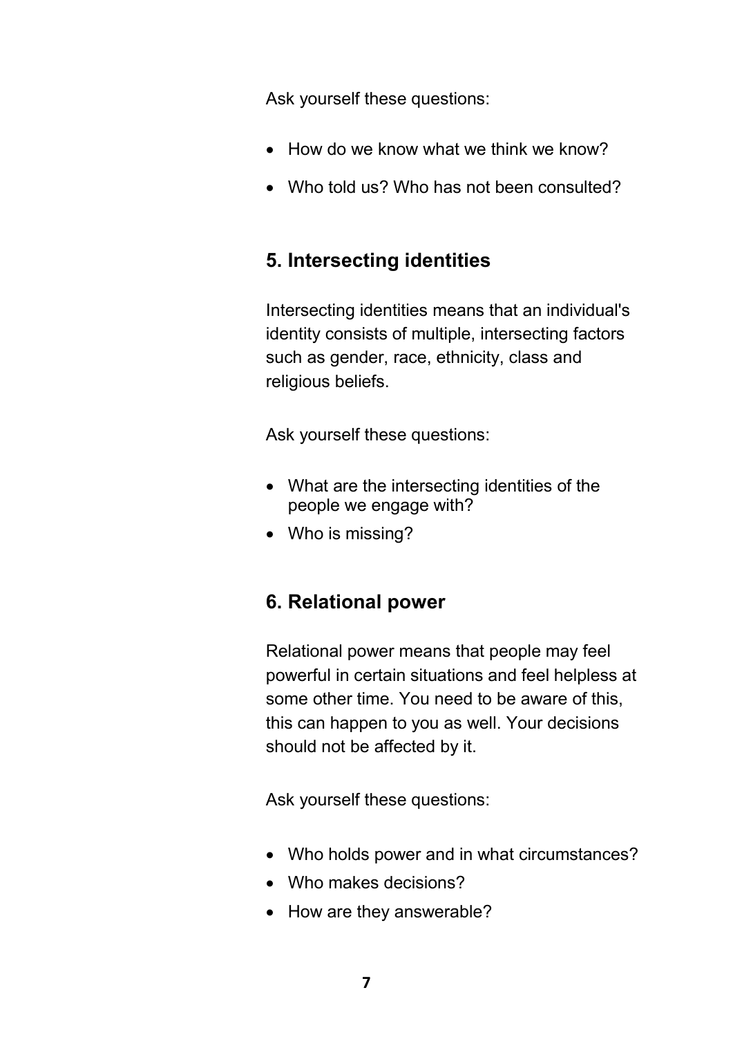Ask yourself these questions:

- How do we know what we think we know?
- Who told us? Who has not been consulted?

## 5. Intersecting identities

Intersecting identities means that an individual's identity consists of multiple, intersecting factors such as gender, race, ethnicity, class and religious beliefs.

Ask yourself these questions:

- What are the intersecting identities of the people we engage with?
- Who is missing?

## 6. Relational power

Relational power means that people may feel powerful in certain situations and feel helpless at some other time. You need to be aware of this, this can happen to you as well. Your decisions should not be affected by it.

Ask yourself these questions:

- Who holds power and in what circumstances?
- Who makes decisions?
- How are they answerable?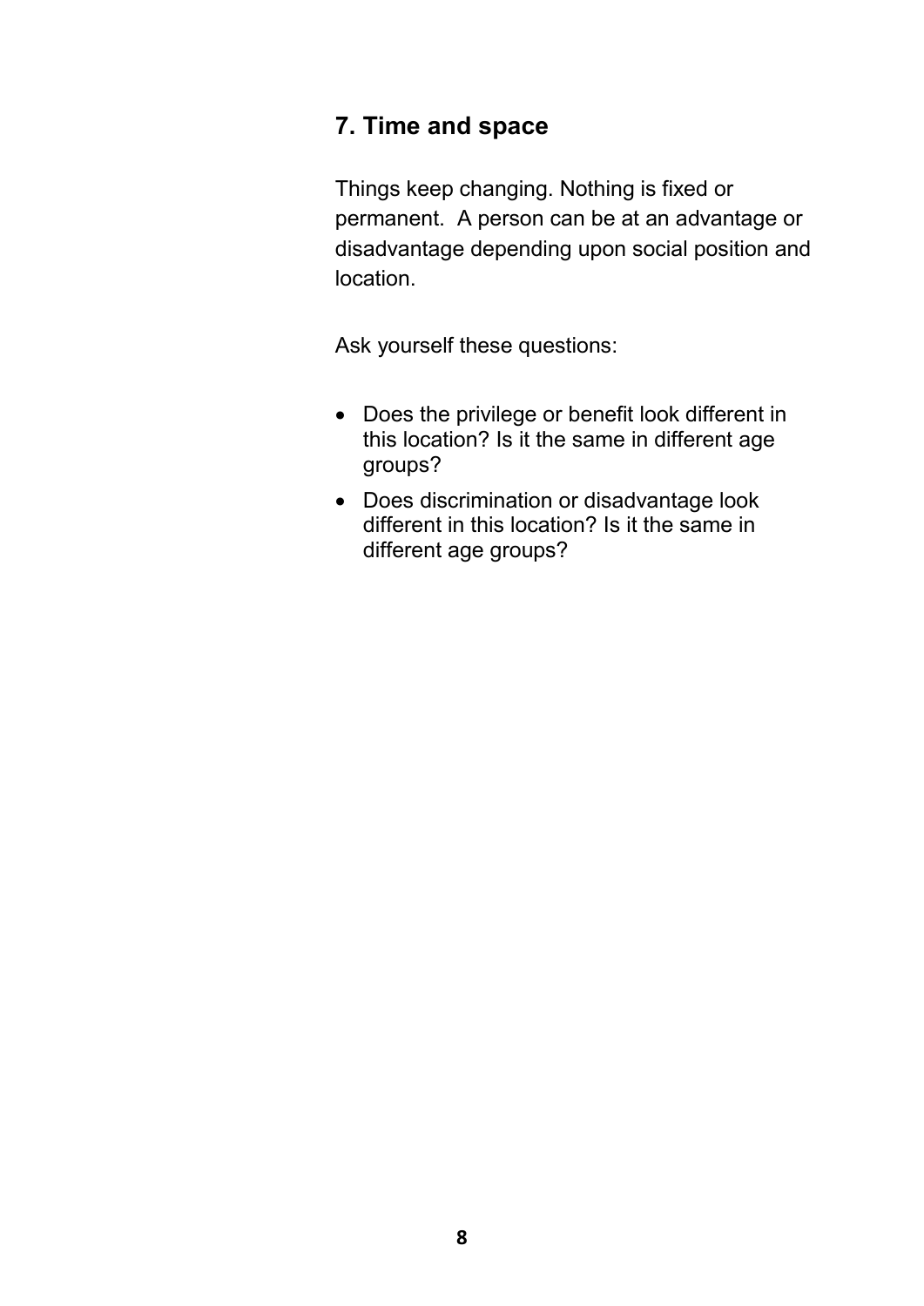## 7. Time and space

Things keep changing. Nothing is fixed or permanent. A person can be at an advantage or disadvantage depending upon social position and location.

Ask yourself these questions:

- Does the privilege or benefit look different in this location? Is it the same in different age groups?
- Does discrimination or disadvantage look different in this location? Is it the same in different age groups?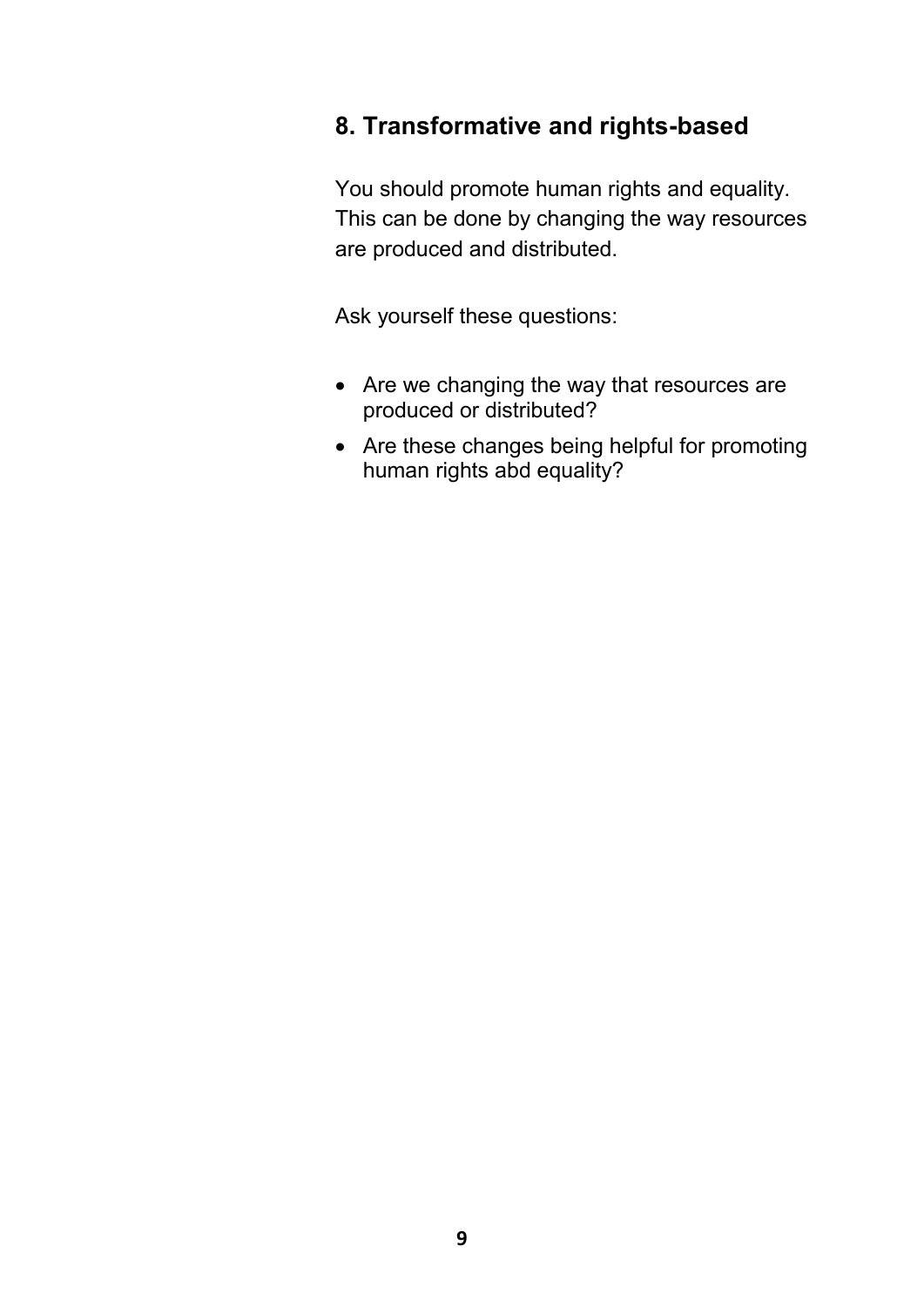## 8. Transformative and rights-based

You should promote human rights and equality. This can be done by changing the way resources are produced and distributed.

Ask yourself these questions:

- Are we changing the way that resources are produced or distributed?
- Are these changes being helpful for promoting human rights abd equality?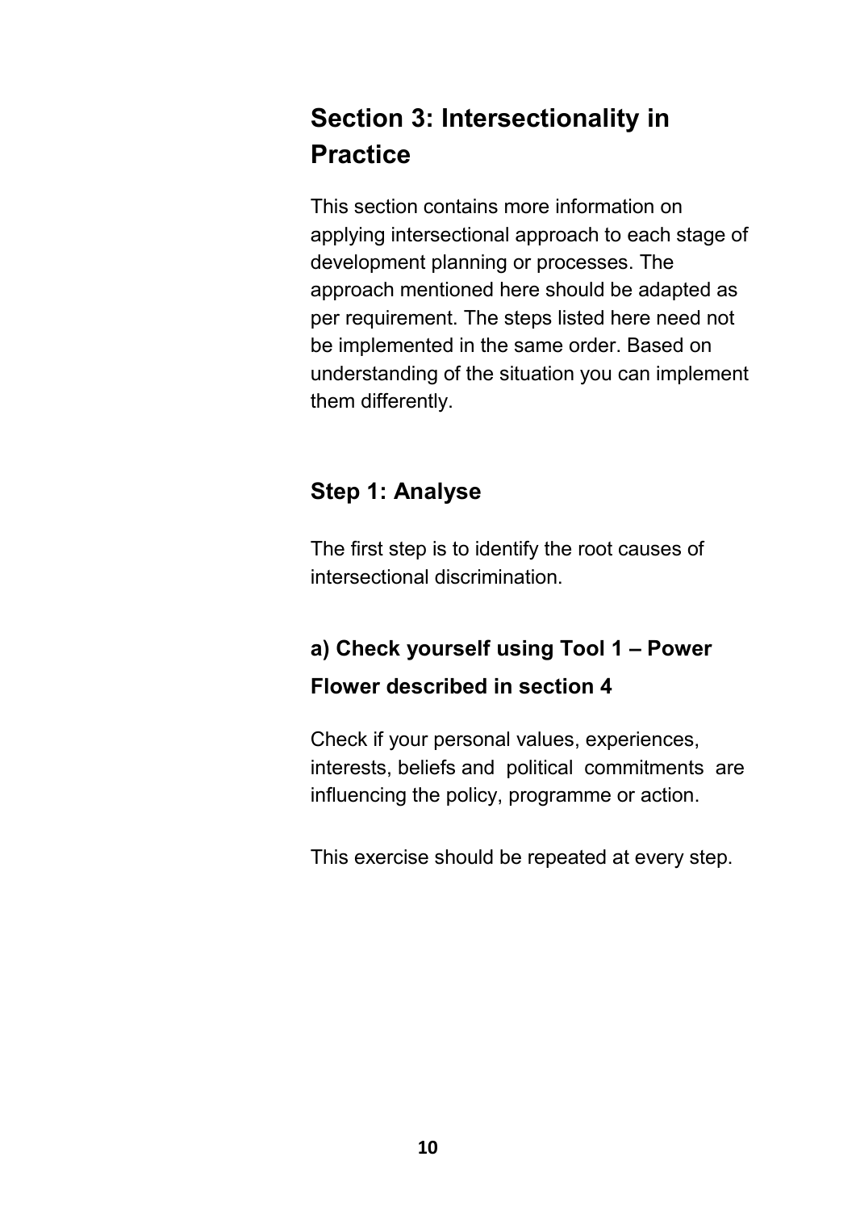## Section 3: Intersectionality in Practice

This section contains more information on applying intersectional approach to each stage of development planning or processes. The approach mentioned here should be adapted as per requirement. The steps listed here need not be implemented in the same order. Based on understanding of the situation you can implement them differently.

### Step 1: Analyse

The first step is to identify the root causes of intersectional discrimination.

#### a) Check yourself using Tool 1 – Power Flower described in section 4

Check if your personal values, experiences, interests, beliefs and political commitments are influencing the policy, programme or action.

This exercise should be repeated at every step.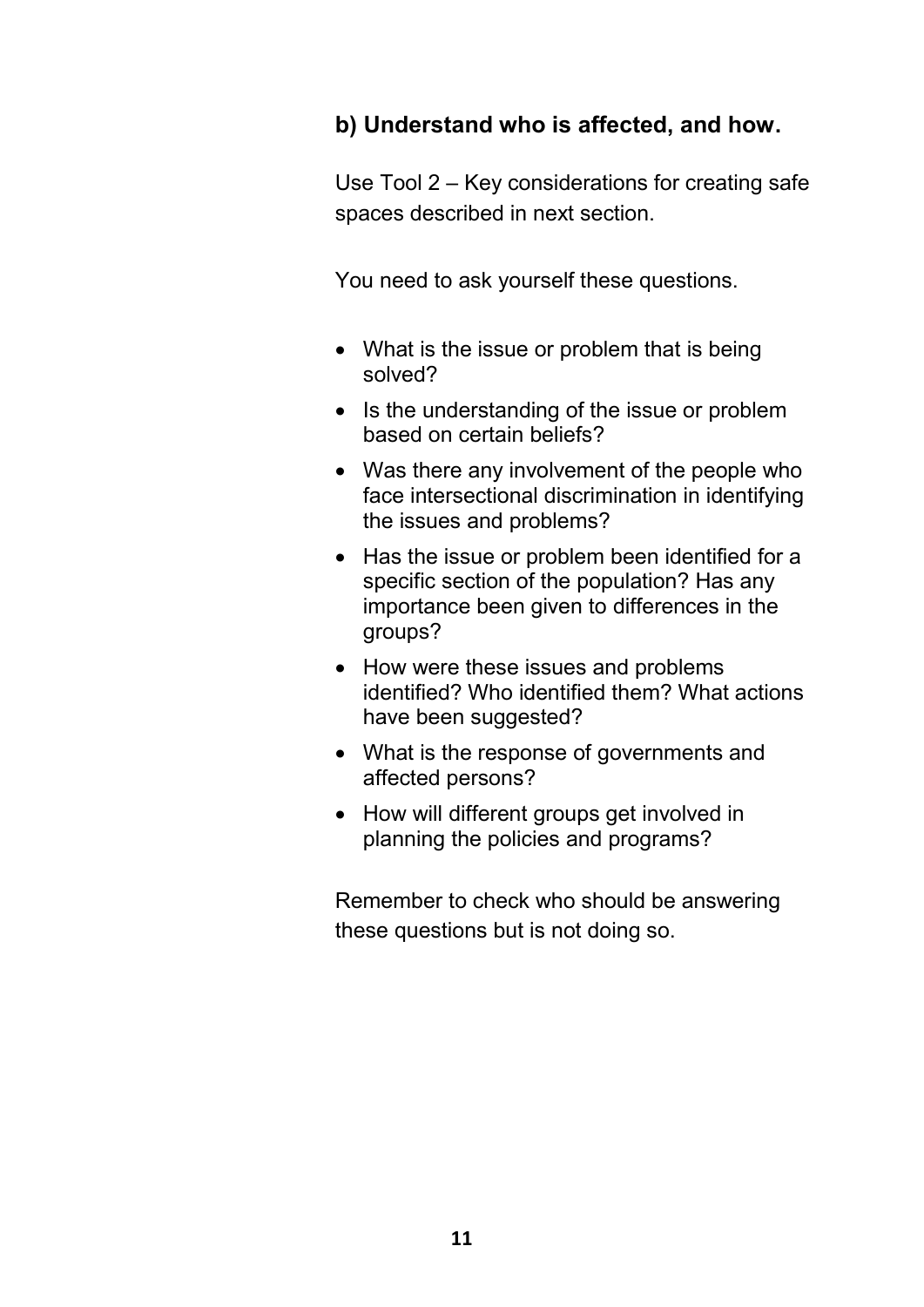### b) Understand who is affected, and how.

Use Tool 2 – Key considerations for creating safe spaces described in next section.

You need to ask yourself these questions.

- What is the issue or problem that is being solved?
- Is the understanding of the issue or problem based on certain beliefs?
- Was there any involvement of the people who face intersectional discrimination in identifying the issues and problems?
- Has the issue or problem been identified for a specific section of the population? Has any importance been given to differences in the groups?
- How were these issues and problems identified? Who identified them? What actions have been suggested?
- What is the response of governments and affected persons?
- How will different groups get involved in planning the policies and programs?

Remember to check who should be answering these questions but is not doing so.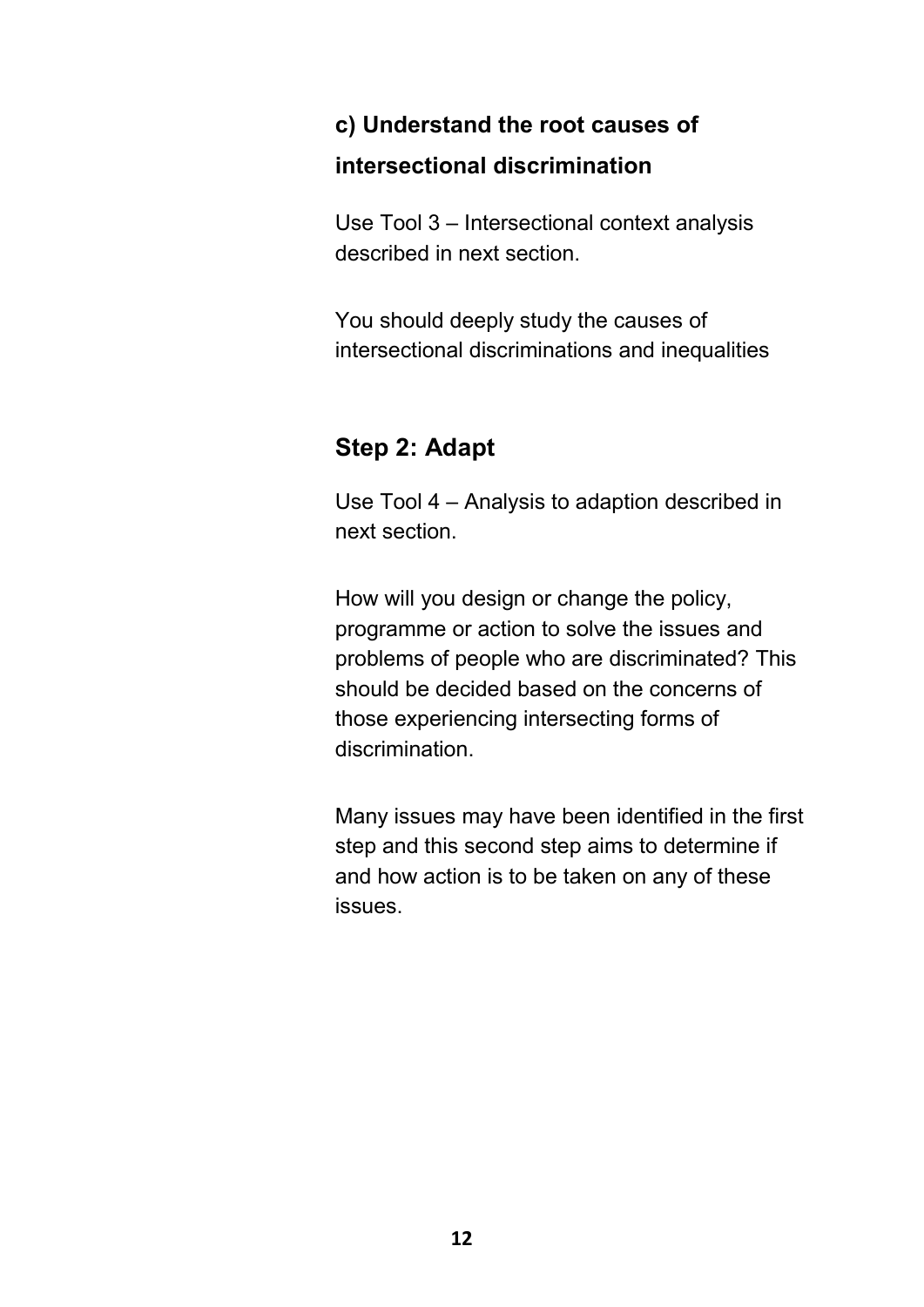### c) Understand the root causes of intersectional discrimination

Use Tool 3 – Intersectional context analysis described in next section.

You should deeply study the causes of intersectional discriminations and inequalities

## Step 2: Adapt

Use Tool 4 – Analysis to adaption described in next section.

How will you design or change the policy, programme or action to solve the issues and problems of people who are discriminated? This should be decided based on the concerns of those experiencing intersecting forms of discrimination.

Many issues may have been identified in the first step and this second step aims to determine if and how action is to be taken on any of these issues.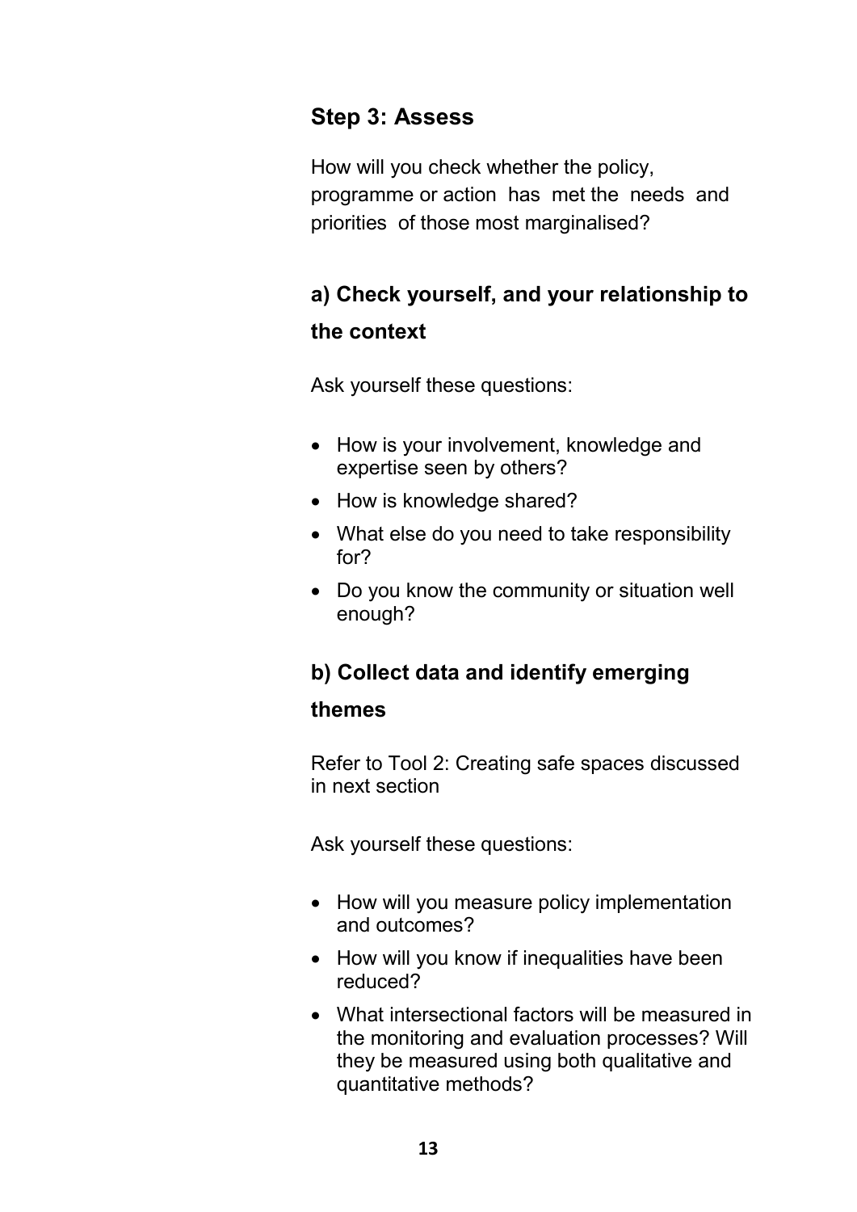## Step 3: Assess

How will you check whether the policy, programme or action has met the needs and priorities of those most marginalised?

### a) Check yourself, and your relationship to the context

Ask yourself these questions:

- How is your involvement, knowledge and expertise seen by others?
- How is knowledge shared?
- What else do you need to take responsibility for?
- Do you know the community or situation well enough?

### b) Collect data and identify emerging themes

Refer to Tool 2: Creating safe spaces discussed in next section

Ask yourself these questions:

- How will you measure policy implementation and outcomes?
- How will you know if inequalities have been reduced?
- What intersectional factors will be measured in the monitoring and evaluation processes? Will they be measured using both qualitative and quantitative methods?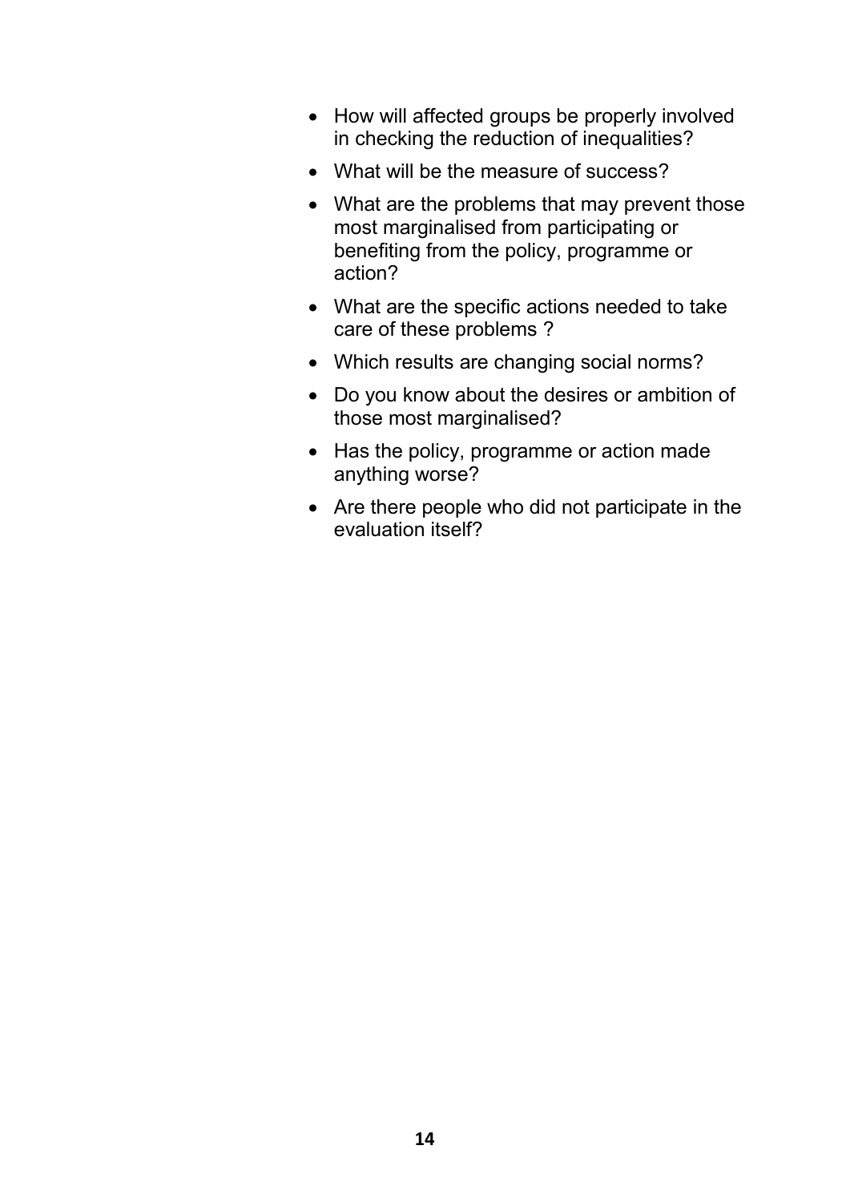- How will affected groups be properly involved in checking the reduction of inequalities?
- What will be the measure of success?
- What are the problems that may prevent those most marginalised from participating or benefiting from the policy, programme or action?
- What are the specific actions needed to take care of these problems ?
- Which results are changing social norms?
- Do you know about the desires or ambition of those most marginalised?
- Has the policy, programme or action made anything worse?
- Are there people who did not participate in the evaluation itself?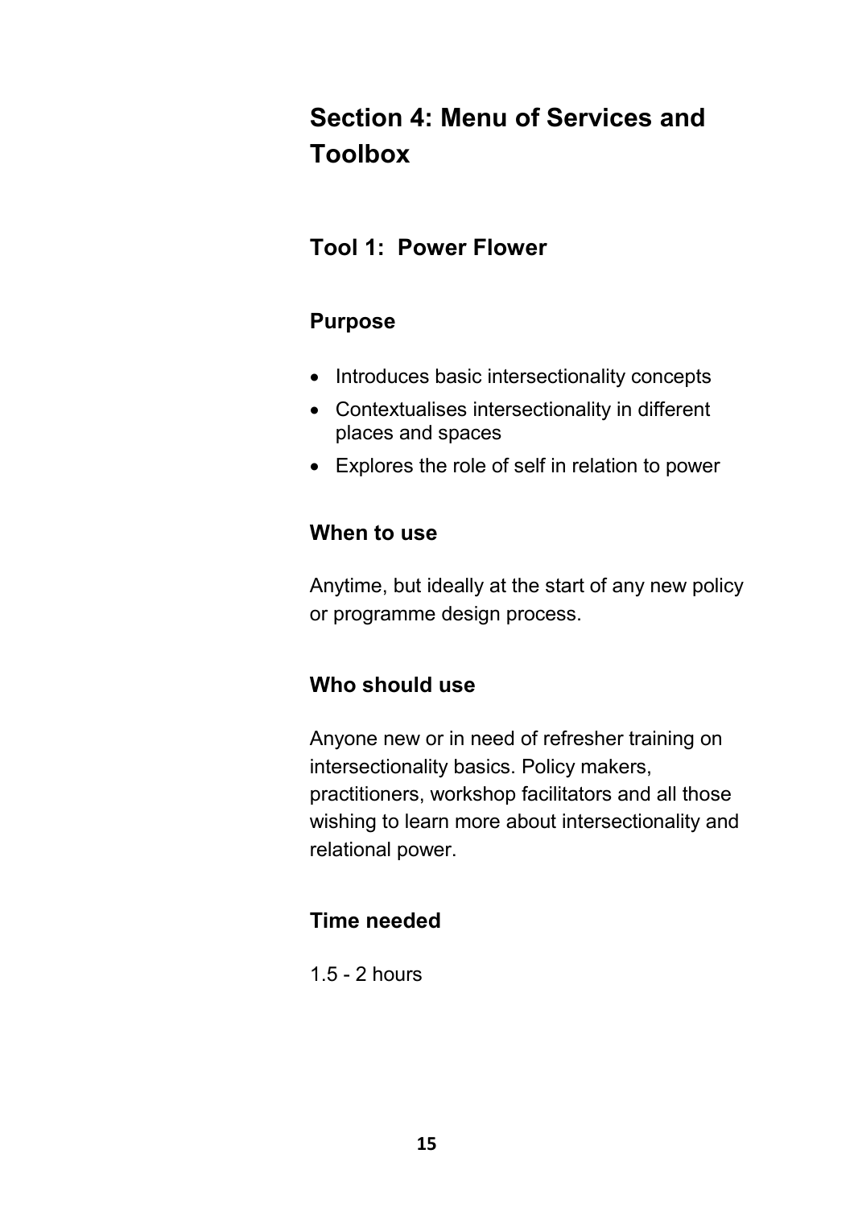# Section 4: Menu of Services and Toolbox

## Tool 1: Power Flower

### Purpose

- Introduces basic intersectionality concepts
- Contextualises intersectionality in different places and spaces
- Explores the role of self in relation to power

### When to use

Anytime, but ideally at the start of any new policy or programme design process.

### Who should use

Anyone new or in need of refresher training on intersectionality basics. Policy makers, practitioners, workshop facilitators and all those wishing to learn more about intersectionality and relational power.

### Time needed

1.5 - 2 hours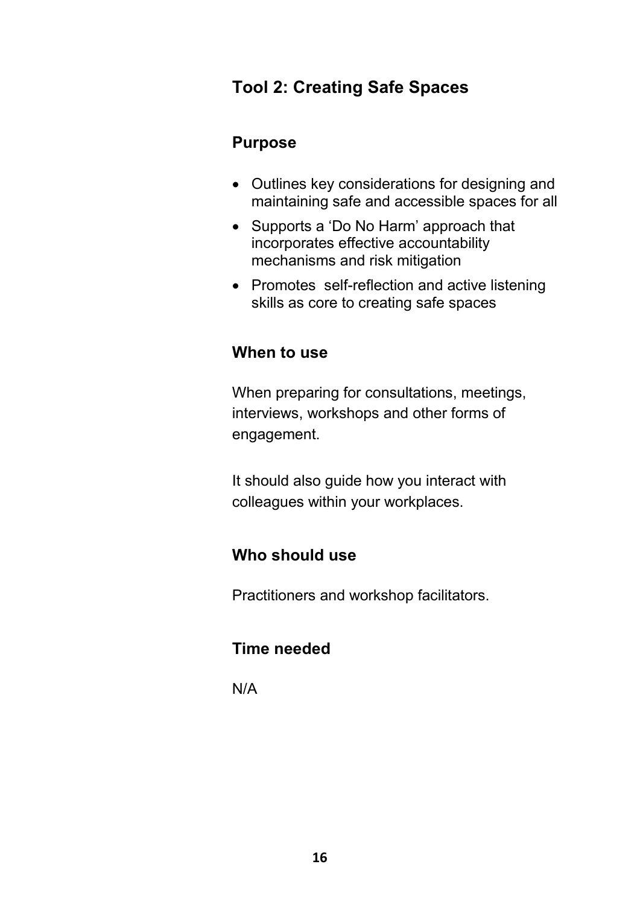## Tool 2: Creating Safe Spaces

### Purpose

- Outlines key considerations for designing and maintaining safe and accessible spaces for all
- Supports a 'Do No Harm' approach that incorporates effective accountability mechanisms and risk mitigation
- Promotes self-reflection and active listening skills as core to creating safe spaces

### When to use

When preparing for consultations, meetings, interviews, workshops and other forms of engagement.

It should also guide how you interact with colleagues within your workplaces.

### Who should use

Practitioners and workshop facilitators.

### Time needed

N/A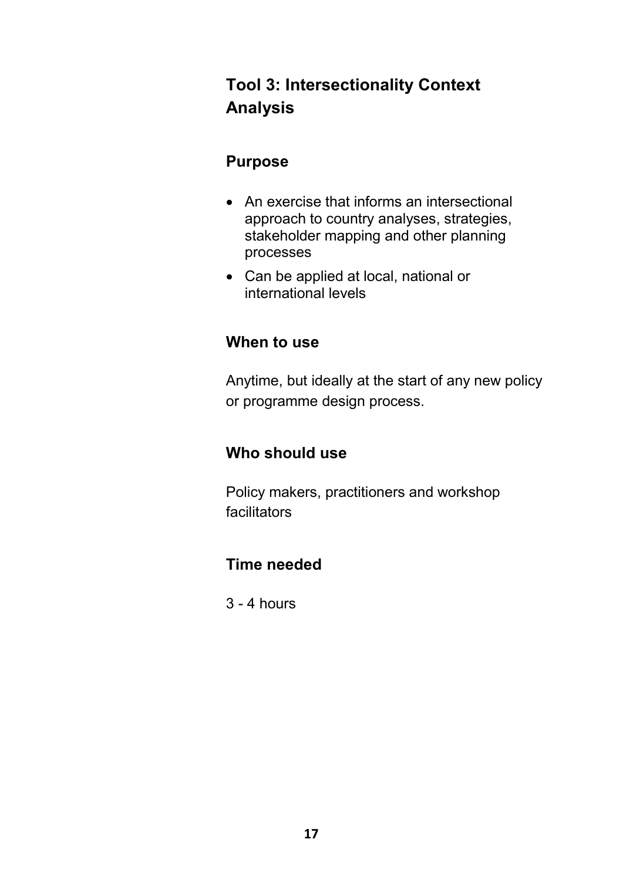## Tool 3: Intersectionality Context Analysis

### Purpose

- An exercise that informs an intersectional approach to country analyses, strategies, stakeholder mapping and other planning processes
- Can be applied at local, national or international levels

### When to use

Anytime, but ideally at the start of any new policy or programme design process.

### Who should use

Policy makers, practitioners and workshop facilitators

### Time needed

3 - 4 hours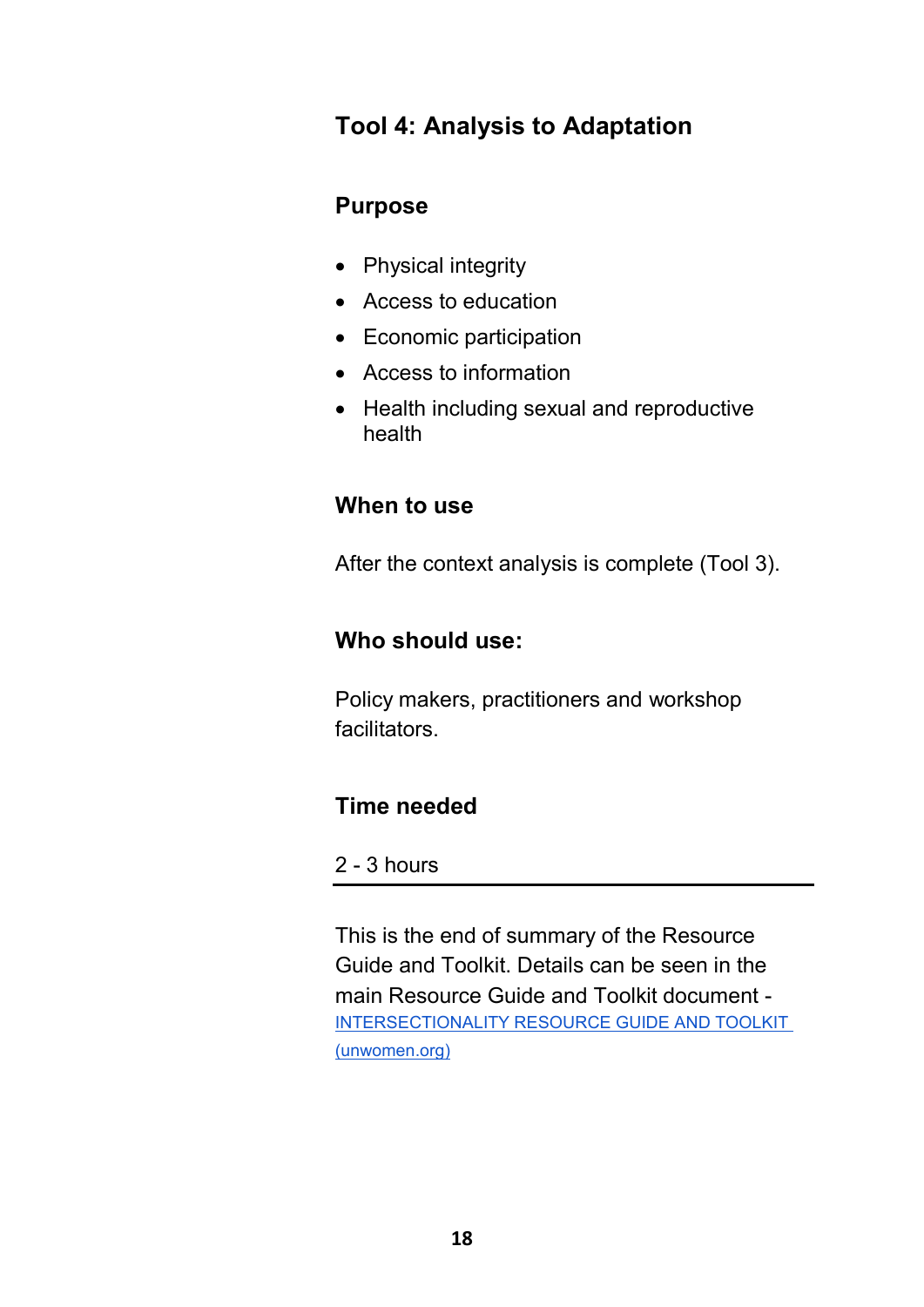## Tool 4: Analysis to Adaptation

### Purpose

- Physical integrity
- Access to education
- Economic participation
- Access to information
- Health including sexual and reproductive health

### When to use

After the context analysis is complete (Tool 3).

### Who should use:

Policy makers, practitioners and workshop facilitators.

### Time needed

2 - 3 hours

---

This is the end of summary of the Resource Guide and Toolkit. Details can be seen in the main Resource Guide and Toolkit document - INTERSECTIONALITY RESOURCE GUIDE AND TOOLKIT (unwomen.org)